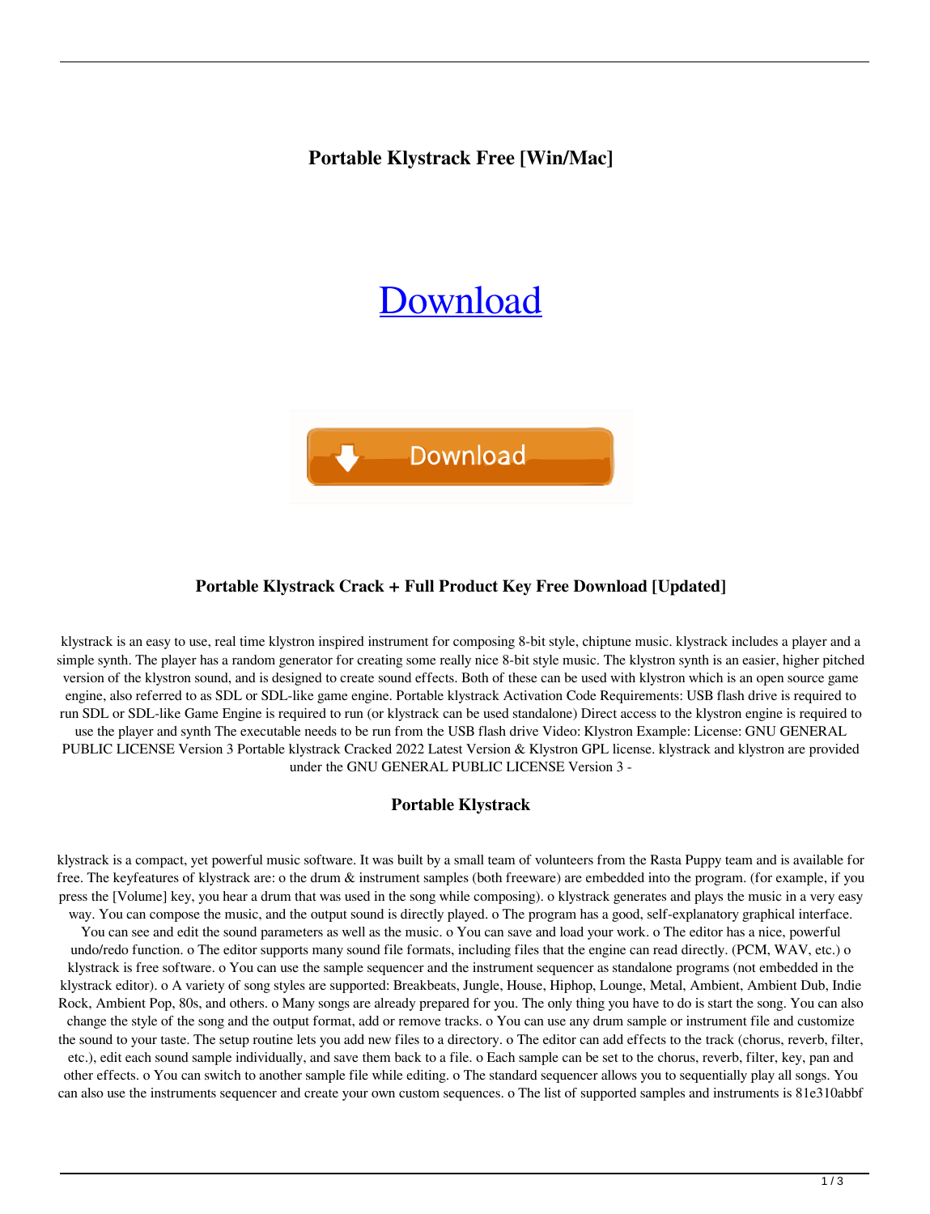# Portable Klystrack Free [Win/Mac]

Download

Download

## Portable Klystrack Crack + Full Product Key Free Download [Updated]

klystrack is an easy to use, real time klystron inspired instrument for composing 8-bit style, chiptune music. klystrack includes a player and a simple synth. The player has a random generator for creating some really nice 8-bit style music. The klystron synth is an easier, higher pitched version of the klystron sound, and is designed to create sound effects. Both of these can be used with klystron which is an open source game engine, also referred to as SDL or SDL-like game engine. Portable klystrack Activation Code Requirements: USB flash drive is required to run SDL or SDL-like Game Engine is required to run (or klystrack can be used standalone) Direct access to the klystron engine is required to use the player and synth The executable needs to be run from the USB flash drive Video: Klystron Example: License: GNU GENERAL PUBLIC LICENSE Version 3 Portable klystrack Cracked 2022 Latest Version & Klystron GPL license. klystrack and klystron are provided under the GNU GENERAL PUBLIC LICENSE Version 3 -

## Portable Klystrack

klystrack is a compact, yet powerful music software. It was built by a small team of volunteers from the Rasta Puppy team and is available for free. The keyfeatures of klystrack are: o the drum & instrument samples (both freeware) are embedded into the program. (for example, if you press the [Volume] key, you hear a drum that was used in the song while composing). o klystrack generates and plays the music in a very easy way. You can compose the music, and the output sound is directly played. o The program has a good, self-explanatory graphical interface. You can see and edit the sound parameters as well as the music. o You can save and load your work. o The editor has a nice, powerful undo/redo function. o The editor supports many sound file formats, including files that the engine can read directly. (PCM, WAV, etc.) o klystrack is free software. o You can use the sample sequencer and the instrument sequencer as standalone programs (not embedded in the klystrack editor). o A variety of song styles are supported: Breakbeats, Jungle, House, Hiphop, Lounge, Metal, Ambient, Ambient Dub, Indie Rock, Ambient Pop, 80s, and others. o Many songs are already prepared for you. The only thing you have to do is start the song. You can also change the style of the song and the output format, add or remove tracks. o You can use any drum sample or instrument file and customize the sound to your taste. The setup routine lets you add new files to a directory. o The editor can add effects to the track (chorus, reverb, filter, etc.), edit each sound sample individually, and save them back to a file. o Each sample can be set to the chorus, reverb, filter, key, pan and other effects. o You can switch to another sample file while editing. o The standard sequencer allows you to sequentially play all songs. You can also use the instruments sequencer and create your own custom sequences. o The list of supported samples and instruments is 81e310abbf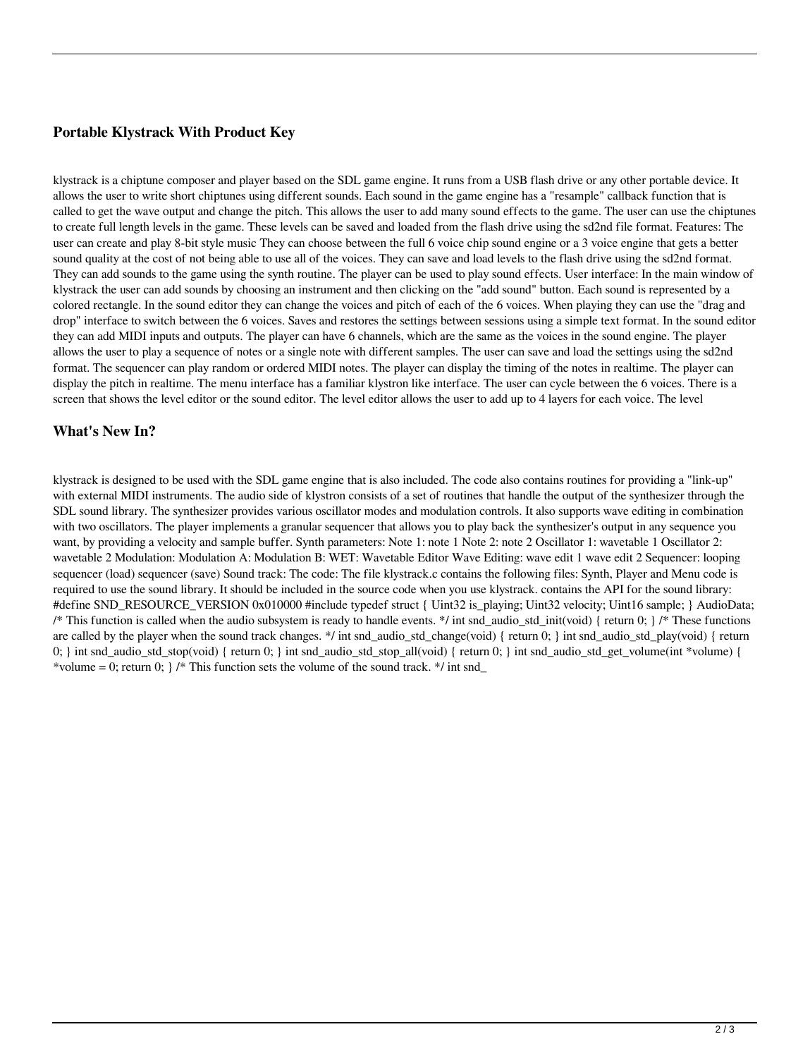## Portable Klystrack With Product Key

klystrack is a chiptune composer and player based on the SDL game engine. It runs from a USB flash drive or any other portable device. It allows the user to write short chiptunes using different sounds. Each sound in the game engine has a "resample" callback function that is called to get the wave output and change the pitch. This allows the user to add many sound effects to the game. The user can use the chiptunes to create full length levels in the game. These levels can be saved and loaded from the flash drive using the sd2nd file format. Features: The user can create and play 8-bit style music They can choose between the full 6 voice chip sound engine or a 3 voice engine that gets a better sound quality at the cost of not being able to use all of the voices. They can save and load levels to the flash drive using the sd2nd format. They can add sounds to the game using the synth routine. The player can be used to play sound effects. User interface: In the main window of klystrack the user can add sounds by choosing an instrument and then clicking on the "add sound" button. Each sound is represented by a colored rectangle. In the sound editor they can change the voices and pitch of each of the 6 voices. When playing they can use the "drag and drop" interface to switch between the 6 voices. Saves and restores the settings between sessions using a simple text format. In the sound editor they can add MIDI inputs and outputs. The player can have 6 channels, which are the same as the voices in the sound engine. The player allows the user to play a sequence of notes or a single note with different samples. The user can save and load the settings using the sd2nd format. The sequencer can play random or ordered MIDI notes. The player can display the timing of the notes in realtime. The player can display the pitch in realtime. The menu interface has a familiar klystron like interface. The user can cycle between the 6 voices. There is a screen that shows the level editor or the sound editor. The level editor allows the user to add up to 4 layers for each voice. The level

## What's New In?

klystrack is designed to be used with the SDL game engine that is also included. The code also contains routines for providing a "link-up" with external MIDI instruments. The audio side of klystron consists of a set of routines that handle the output of the synthesizer through the SDL sound library. The synthesizer provides various oscillator modes and modulation controls. It also supports wave editing in combination with two oscillators. The player implements a granular sequencer that allows you to play back the synthesizer's output in any sequence you want, by providing a velocity and sample buffer. Synth parameters: Note 1: note 1 Note 2: note 2 Oscillator 1: wavetable 1 Oscillator 2: wavetable 2 Modulation: Modulation A: Modulation B: WET: Wavetable Editor Wave Editing: wave edit 1 wave edit 2 Sequencer: looping sequencer (load) sequencer (save) Sound track: The code: The file klystrack.c contains the following files: Synth, Player and Menu code is required to use the sound library. It should be included in the source code when you use klystrack. contains the API for the sound library: #define SND_RESOURCE_VERSION 0x010000 #include typedef struct { Uint32 is_playing; Uint32 velocity; Uint16 sample; } AudioData; /* This function is called when the audio subsystem is ready to handle events. */ int snd_audio_std_init(void) { return 0; } /* These functions are called by the player when the sound track changes. */ int snd_audio_std_change(void) { return 0; } int snd_audio_std_play(void) { return 0; } int snd_audio_std_stop(void) { return 0; } int snd_audio_std_stop_all(void) { return 0; } int snd_audio_std_get_volume(int *volume) { *volume = 0; return 0; } /* This function sets the volume of the sound track. */ int snd_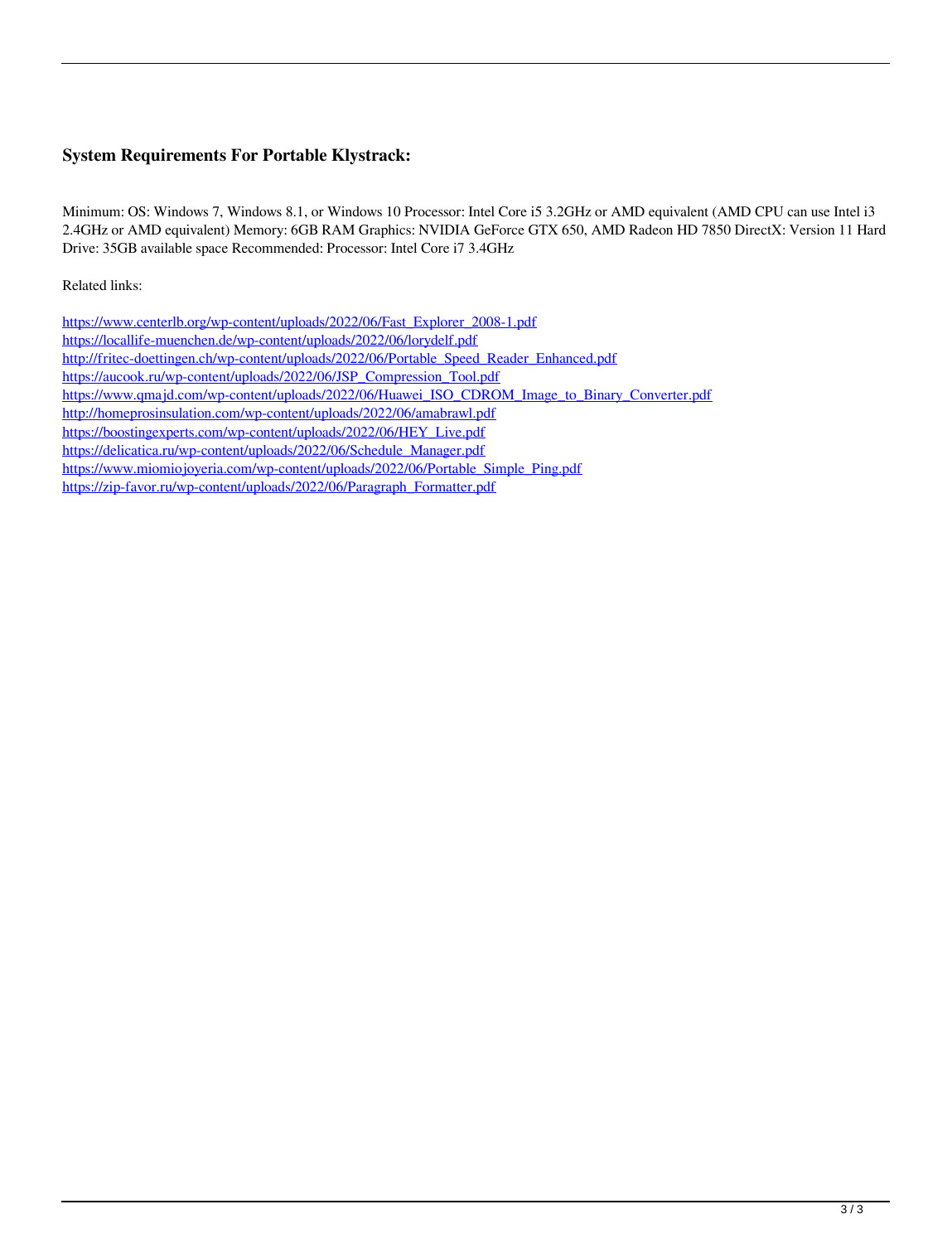### System Requirements For Portable Klystrack:

Minimum: OS: Windows 7, Windows 8.1, or Windows 10 Processor: Intel Core i5 3.2GHz or AMD equivalent (AMD CPU can use Intel i3 2.4GHz or AMD equivalent) Memory: 6GB RAM Graphics: NVIDIA GeForce GTX 650, AMD Radeon HD 7850 DirectX: Version 11 Hard Drive: 35GB available space Recommended: Processor: Intel Core i7 3.4GHz

Related links:

https://www.centerlb.org/wp-content/uploads/2022/06/Fast_Explorer_2008-1.pdf
https://locallife-muenchen.de/wp-content/uploads/2022/06/lorydelf.pdf
http://fritec-doettingen.ch/wp-content/uploads/2022/06/Portable_Speed_Reader_Enhanced.pdf
https://aucook.ru/wp-content/uploads/2022/06/JSP_Compression_Tool.pdf
https://www.qmajd.com/wp-content/uploads/2022/06/Huawei_ISO_CDROM_Image_to_Binary_Converter.pdf
http://homeprosinsulation.com/wp-content/uploads/2022/06/amabrawl.pdf
https://boostingexperts.com/wp-content/uploads/2022/06/HEY_Live.pdf
https://delicatica.ru/wp-content/uploads/2022/06/Schedule_Manager.pdf
https://www.miomiojoyeria.com/wp-content/uploads/2022/06/Portable_Simple_Ping.pdf
https://zip-favor.ru/wp-content/uploads/2022/06/Paragraph_Formatter.pdf